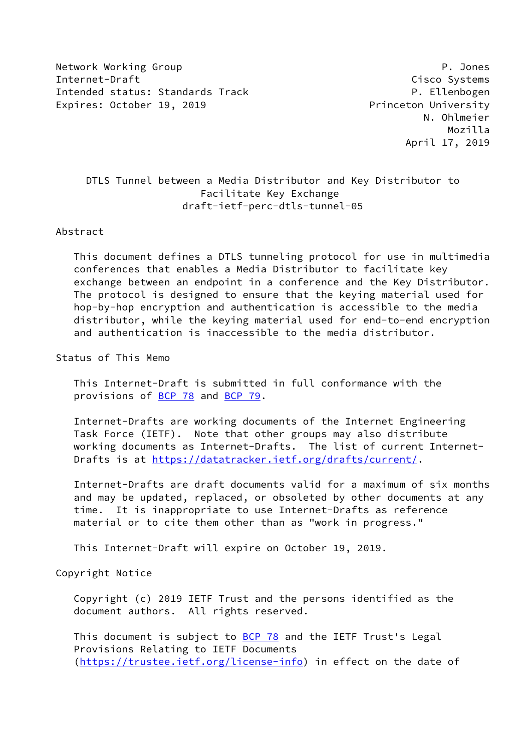Network Working Group P. Jones
Internet-Draft Cisco Systems
Intended status: Standards Track P. Ellenbogen
Expires: October 19, 2019 Princeton University
N. Ohlmeier
Mozilla
April 17, 2019

# DTLS Tunnel between a Media Distributor and Key Distributor to Facilitate Key Exchange
draft-ietf-perc-dtls-tunnel-05

## Abstract

This document defines a DTLS tunneling protocol for use in multimedia conferences that enables a Media Distributor to facilitate key exchange between an endpoint in a conference and the Key Distributor. The protocol is designed to ensure that the keying material used for hop-by-hop encryption and authentication is accessible to the media distributor, while the keying material used for end-to-end encryption and authentication is inaccessible to the media distributor.

## Status of This Memo

This Internet-Draft is submitted in full conformance with the provisions of BCP 78 and BCP 79.

Internet-Drafts are working documents of the Internet Engineering Task Force (IETF). Note that other groups may also distribute working documents as Internet-Drafts. The list of current Internet-Drafts is at https://datatracker.ietf.org/drafts/current/.

Internet-Drafts are draft documents valid for a maximum of six months and may be updated, replaced, or obsoleted by other documents at any time. It is inappropriate to use Internet-Drafts as reference material or to cite them other than as "work in progress."

This Internet-Draft will expire on October 19, 2019.

## Copyright Notice

Copyright (c) 2019 IETF Trust and the persons identified as the document authors. All rights reserved.

This document is subject to BCP 78 and the IETF Trust's Legal Provisions Relating to IETF Documents (https://trustee.ietf.org/license-info) in effect on the date of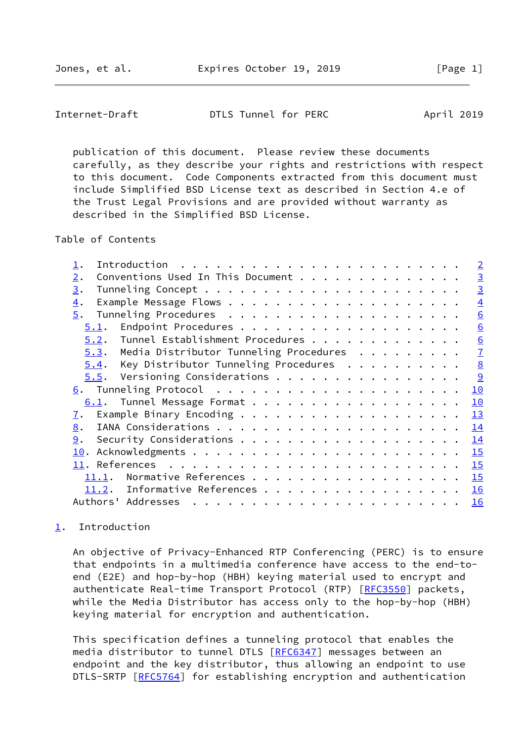publication of this document. Please review these documents carefully, as they describe your rights and restrictions with respect to this document. Code Components extracted from this document must include Simplified BSD License text as described in Section 4.e of the Trust Legal Provisions and are provided without warranty as described in the Simplified BSD License.

## Table of Contents

- 1. Introduction . . . . . . . . . . . . . . . . . . . . . . . . 2
- 2. Conventions Used In This Document . . . . . . . . . . . . . . 3
- 3. Tunneling Concept . . . . . . . . . . . . . . . . . . . . . . 3
- 4. Example Message Flows . . . . . . . . . . . . . . . . . . . . 4
- 5. Tunneling Procedures . . . . . . . . . . . . . . . . . . . . 6
  - 5.1. Endpoint Procedures . . . . . . . . . . . . . . . . . . . 6
  - 5.2. Tunnel Establishment Procedures . . . . . . . . . . . . . 6
  - 5.3. Media Distributor Tunneling Procedures . . . . . . . . . 7
  - 5.4. Key Distributor Tunneling Procedures . . . . . . . . . . 8
  - 5.5. Versioning Considerations . . . . . . . . . . . . . . . . 9
- 6. Tunneling Protocol . . . . . . . . . . . . . . . . . . . . . 10
  - 6.1. Tunnel Message Format . . . . . . . . . . . . . . . . . . 10
- 7. Example Binary Encoding . . . . . . . . . . . . . . . . . . . 13
- 8. IANA Considerations . . . . . . . . . . . . . . . . . . . . . 14
- 9. Security Considerations . . . . . . . . . . . . . . . . . . . 14
- 10. Acknowledgments . . . . . . . . . . . . . . . . . . . . . . . 15
- 11. References . . . . . . . . . . . . . . . . . . . . . . . . . 15
  - 11.1. Normative References . . . . . . . . . . . . . . . . . . 15
  - 11.2. Informative References . . . . . . . . . . . . . . . . . 16
- Authors' Addresses . . . . . . . . . . . . . . . . . . . . . . . 16

## 1. Introduction

An objective of Privacy-Enhanced RTP Conferencing (PERC) is to ensure that endpoints in a multimedia conference have access to the end-to-end (E2E) and hop-by-hop (HBH) keying material used to encrypt and authenticate Real-time Transport Protocol (RTP) [RFC3550] packets, while the Media Distributor has access only to the hop-by-hop (HBH) keying material for encryption and authentication.

This specification defines a tunneling protocol that enables the media distributor to tunnel DTLS [RFC6347] messages between an endpoint and the key distributor, thus allowing an endpoint to use DTLS-SRTP [RFC5764] for establishing encryption and authentication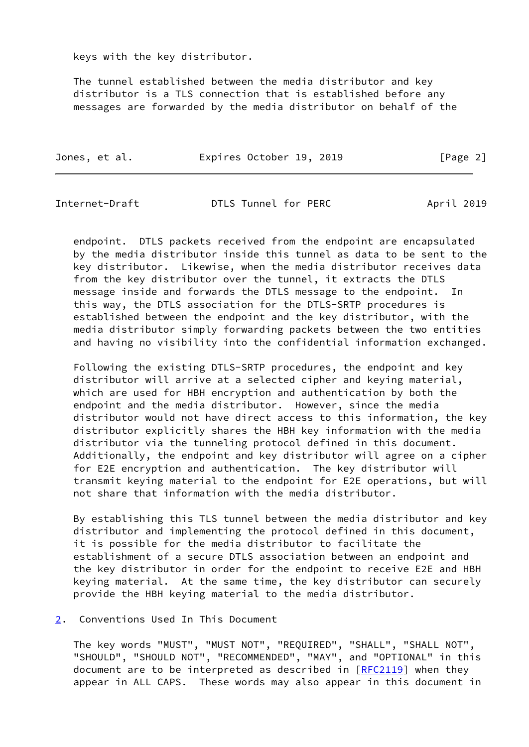keys with the key distributor.

The tunnel established between the media distributor and key distributor is a TLS connection that is established before any messages are forwarded by the media distributor on behalf of the endpoint. DTLS packets received from the endpoint are encapsulated by the media distributor inside this tunnel as data to be sent to the key distributor. Likewise, when the media distributor receives data from the key distributor over the tunnel, it extracts the DTLS message inside and forwards the DTLS message to the endpoint. In this way, the DTLS association for the DTLS-SRTP procedures is established between the endpoint and the key distributor, with the media distributor simply forwarding packets between the two entities and having no visibility into the confidential information exchanged.

Following the existing DTLS-SRTP procedures, the endpoint and key distributor will arrive at a selected cipher and keying material, which are used for HBH encryption and authentication by both the endpoint and the media distributor. However, since the media distributor would not have direct access to this information, the key distributor explicitly shares the HBH key information with the media distributor via the tunneling protocol defined in this document. Additionally, the endpoint and key distributor will agree on a cipher for E2E encryption and authentication. The key distributor will transmit keying material to the endpoint for E2E operations, but will not share that information with the media distributor.

By establishing this TLS tunnel between the media distributor and key distributor and implementing the protocol defined in this document, it is possible for the media distributor to facilitate the establishment of a secure DTLS association between an endpoint and the key distributor in order for the endpoint to receive E2E and HBH keying material. At the same time, the key distributor can securely provide the HBH keying material to the media distributor.

## 2. Conventions Used In This Document

The key words "MUST", "MUST NOT", "REQUIRED", "SHALL", "SHALL NOT", "SHOULD", "SHOULD NOT", "RECOMMENDED", "MAY", and "OPTIONAL" in this document are to be interpreted as described in [RFC2119] when they appear in ALL CAPS. These words may also appear in this document in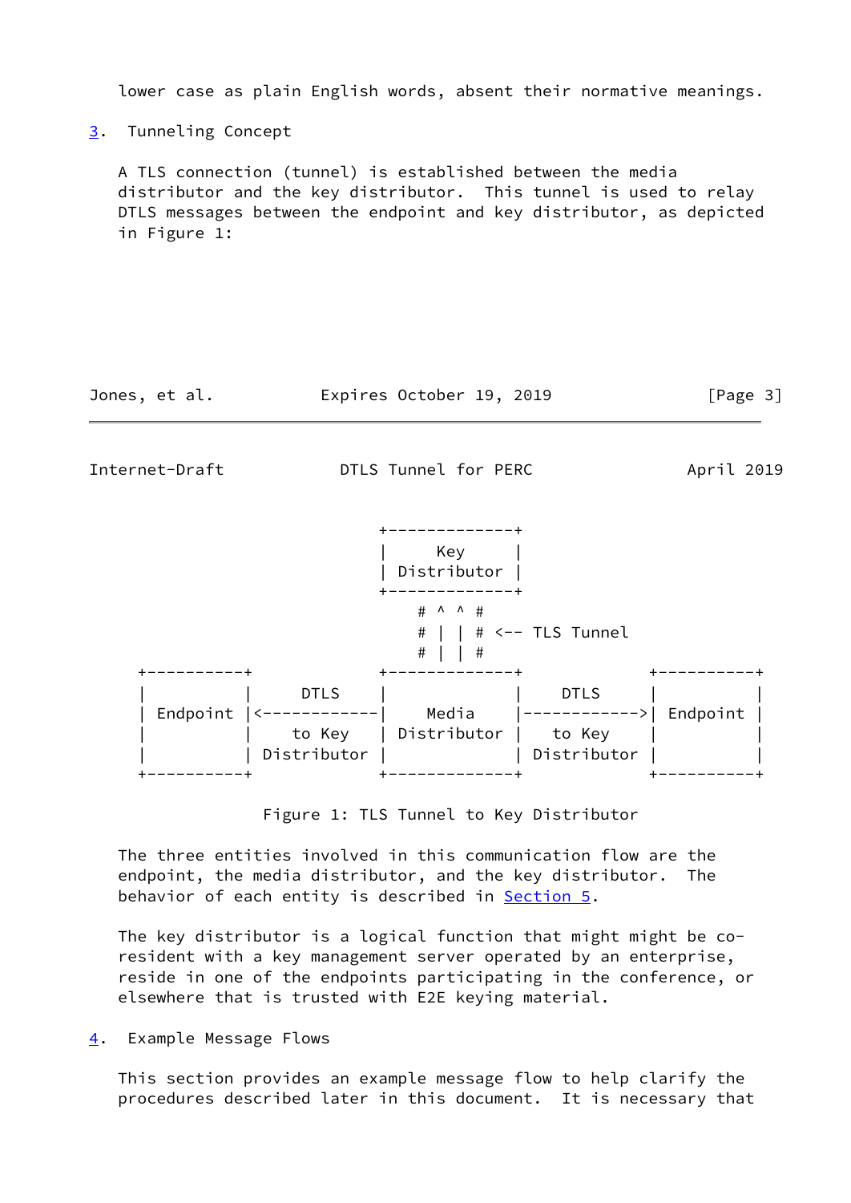lower case as plain English words, absent their normative meanings.

## 3. Tunneling Concept

A TLS connection (tunnel) is established between the media distributor and the key distributor. This tunnel is used to relay DTLS messages between the endpoint and key distributor, as depicted in Figure 1:

```
                            +-------------+
                            |     Key     |
                            | Distributor |
                            +-------------+
                                # ^ ^ #
                                # | | # <-- TLS Tunnel
                                # | | #
+-----------+               +-------------+               +-----------+
|           |     DTLS      |             |     DTLS      |           |
| Endpoint  |<------------|    Media    |------------>| Endpoint  |
|           |    to Key     | Distributor |    to Key     |           |
|           |  Distributor  |             |  Distributor  |           |
+-----------+               +-------------+               +-----------+
```

Figure 1: TLS Tunnel to Key Distributor

The three entities involved in this communication flow are the endpoint, the media distributor, and the key distributor. The behavior of each entity is described in Section 5.

The key distributor is a logical function that might might be co-resident with a key management server operated by an enterprise, reside in one of the endpoints participating in the conference, or elsewhere that is trusted with E2E keying material.

## 4. Example Message Flows

This section provides an example message flow to help clarify the procedures described later in this document. It is necessary that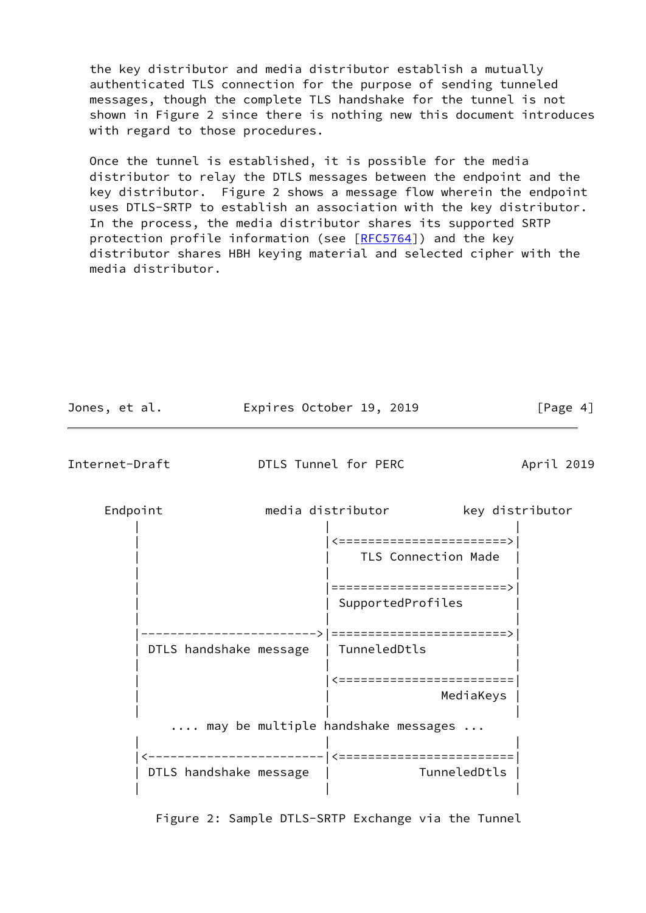the key distributor and media distributor establish a mutually authenticated TLS connection for the purpose of sending tunneled messages, though the complete TLS handshake for the tunnel is not shown in Figure 2 since there is nothing new this document introduces with regard to those procedures.

Once the tunnel is established, it is possible for the media distributor to relay the DTLS messages between the endpoint and the key distributor. Figure 2 shows a message flow wherein the endpoint uses DTLS-SRTP to establish an association with the key distributor. In the process, the media distributor shares its supported SRTP protection profile information (see [RFC5764]) and the key distributor shares HBH keying material and selected cipher with the media distributor.

```
  Endpoint              media distributor          key distributor
      |                         |                         |
      |                         |<=======================>|
      |                         |    TLS Connection Made  |
      |                         |                         |
      |                         |========================>|
      |                         | SupportedProfiles       |
      |                         |                         |
      |------------------------>|========================>|
      | DTLS handshake message  | TunneledDtls            |
      |                         |                         |
      |                         |<========================|
      |                         |               MediaKeys |
      |                         |                         |
         .... may be multiple handshake messages ...
      |                         |                         |
      |<------------------------|<========================|
      | DTLS handshake message  |            TunneledDtls |
      |                         |                         |
```

Figure 2: Sample DTLS-SRTP Exchange via the Tunnel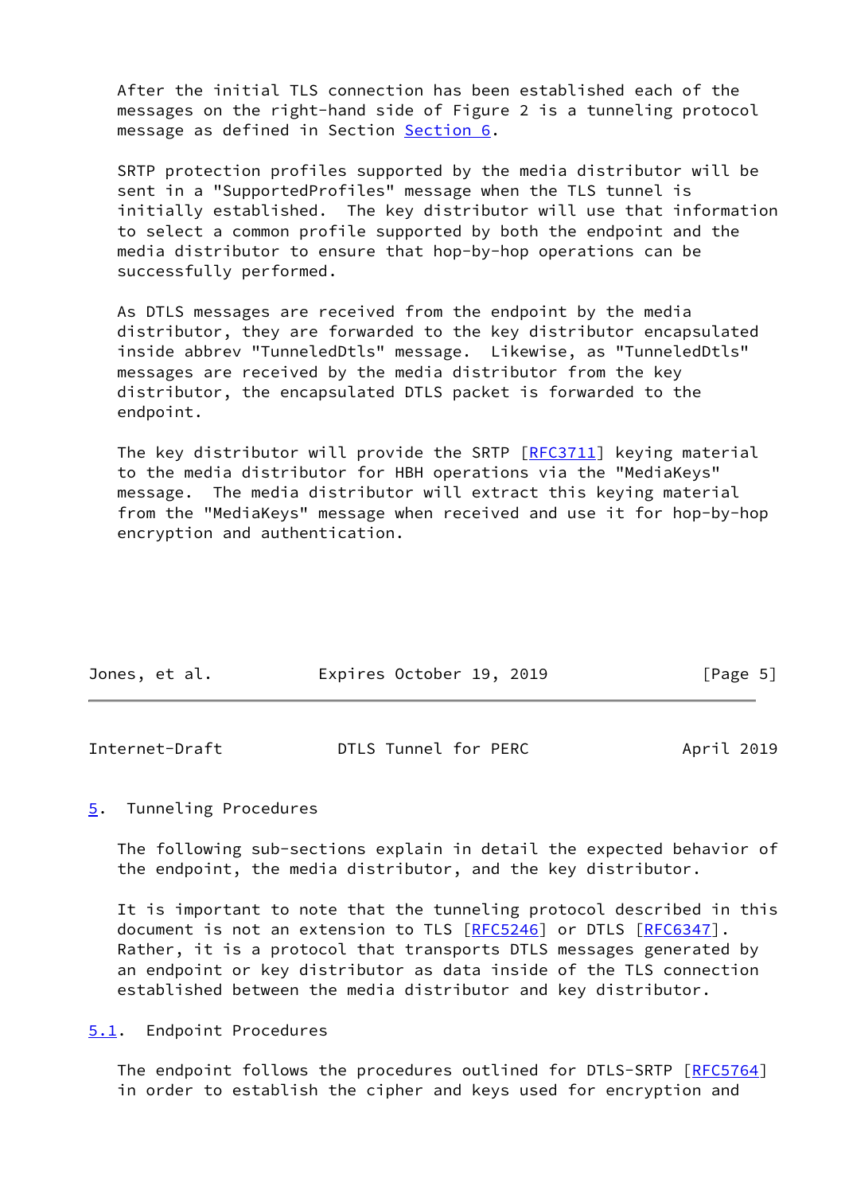After the initial TLS connection has been established each of the messages on the right-hand side of Figure 2 is a tunneling protocol message as defined in Section Section 6.

SRTP protection profiles supported by the media distributor will be sent in a "SupportedProfiles" message when the TLS tunnel is initially established. The key distributor will use that information to select a common profile supported by both the endpoint and the media distributor to ensure that hop-by-hop operations can be successfully performed.

As DTLS messages are received from the endpoint by the media distributor, they are forwarded to the key distributor encapsulated inside abbrev "TunneledDtls" message. Likewise, as "TunneledDtls" messages are received by the media distributor from the key distributor, the encapsulated DTLS packet is forwarded to the endpoint.

The key distributor will provide the SRTP [RFC3711] keying material to the media distributor for HBH operations via the "MediaKeys" message. The media distributor will extract this keying material from the "MediaKeys" message when received and use it for hop-by-hop encryption and authentication.

## 5. Tunneling Procedures

The following sub-sections explain in detail the expected behavior of the endpoint, the media distributor, and the key distributor.

It is important to note that the tunneling protocol described in this document is not an extension to TLS [RFC5246] or DTLS [RFC6347]. Rather, it is a protocol that transports DTLS messages generated by an endpoint or key distributor as data inside of the TLS connection established between the media distributor and key distributor.

### 5.1. Endpoint Procedures

The endpoint follows the procedures outlined for DTLS-SRTP [RFC5764] in order to establish the cipher and keys used for encryption and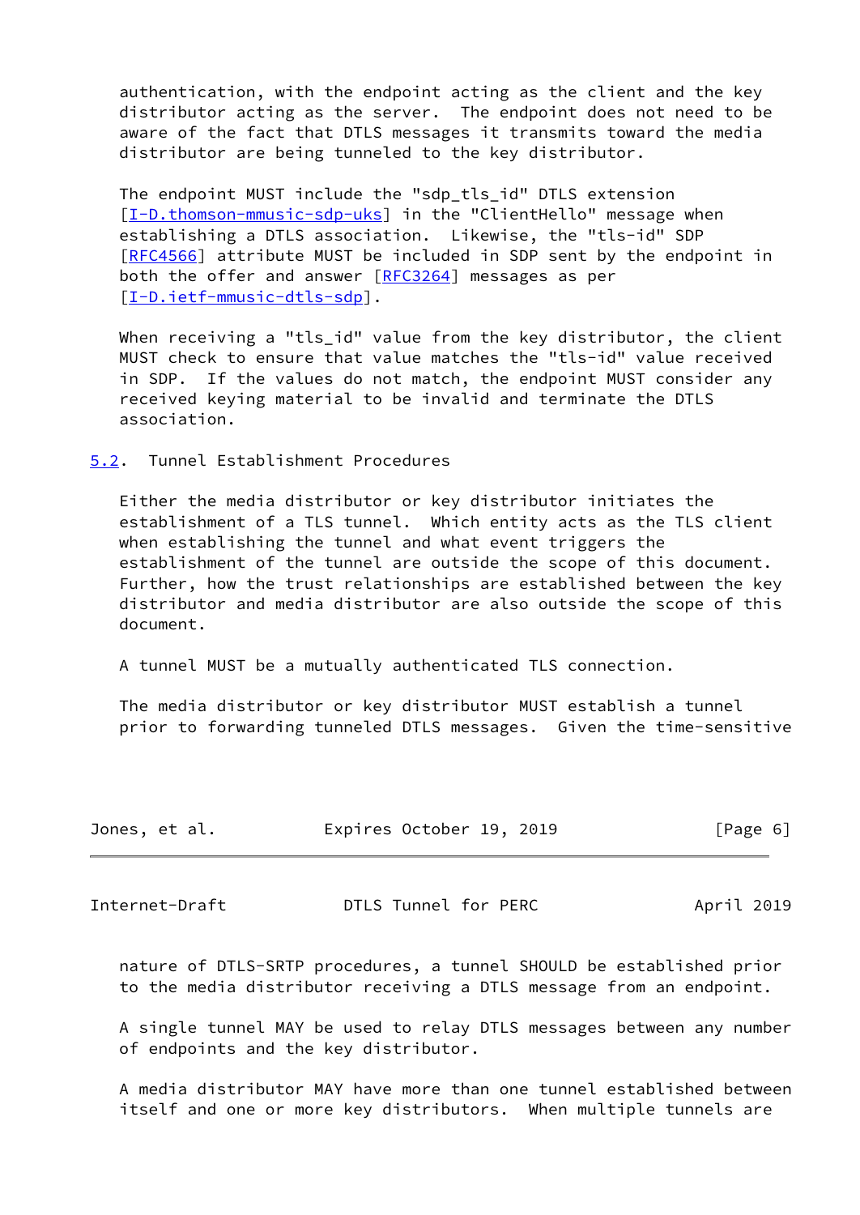authentication, with the endpoint acting as the client and the key distributor acting as the server. The endpoint does not need to be aware of the fact that DTLS messages it transmits toward the media distributor are being tunneled to the key distributor.

The endpoint MUST include the "sdp_tls_id" DTLS extension [I-D.thomson-mmusic-sdp-uks] in the "ClientHello" message when establishing a DTLS association. Likewise, the "tls-id" SDP [RFC4566] attribute MUST be included in SDP sent by the endpoint in both the offer and answer [RFC3264] messages as per [I-D.ietf-mmusic-dtls-sdp].

When receiving a "tls_id" value from the key distributor, the client MUST check to ensure that value matches the "tls-id" value received in SDP. If the values do not match, the endpoint MUST consider any received keying material to be invalid and terminate the DTLS association.

### 5.2. Tunnel Establishment Procedures

Either the media distributor or key distributor initiates the establishment of a TLS tunnel. Which entity acts as the TLS client when establishing the tunnel and what event triggers the establishment of the tunnel are outside the scope of this document. Further, how the trust relationships are established between the key distributor and media distributor are also outside the scope of this document.

A tunnel MUST be a mutually authenticated TLS connection.

The media distributor or key distributor MUST establish a tunnel prior to forwarding tunneled DTLS messages. Given the time-sensitive nature of DTLS-SRTP procedures, a tunnel SHOULD be established prior to the media distributor receiving a DTLS message from an endpoint.

A single tunnel MAY be used to relay DTLS messages between any number of endpoints and the key distributor.

A media distributor MAY have more than one tunnel established between itself and one or more key distributors. When multiple tunnels are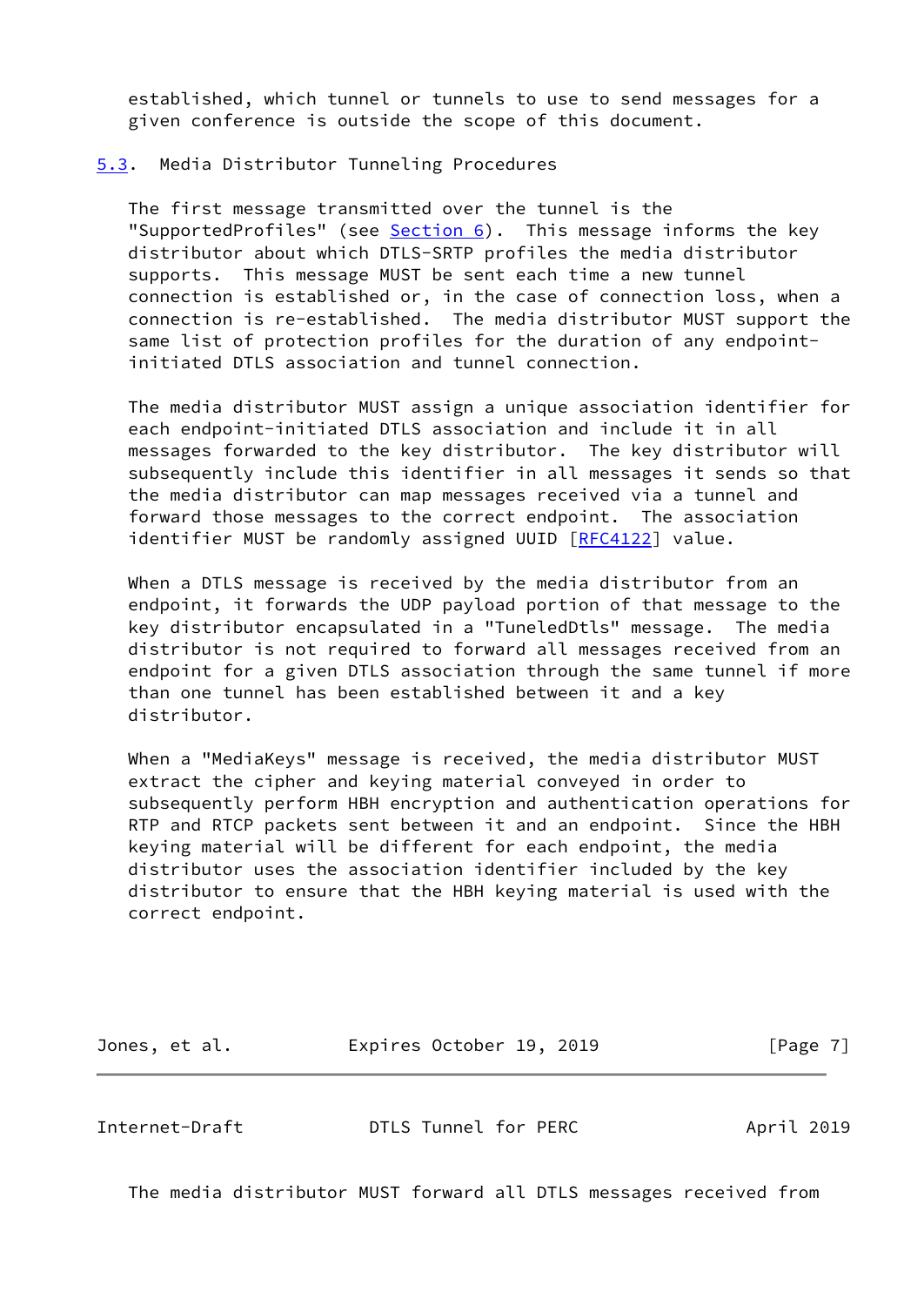established, which tunnel or tunnels to use to send messages for a given conference is outside the scope of this document.

### 5.3. Media Distributor Tunneling Procedures

The first message transmitted over the tunnel is the "SupportedProfiles" (see Section 6). This message informs the key distributor about which DTLS-SRTP profiles the media distributor supports. This message MUST be sent each time a new tunnel connection is established or, in the case of connection loss, when a connection is re-established. The media distributor MUST support the same list of protection profiles for the duration of any endpoint-initiated DTLS association and tunnel connection.

The media distributor MUST assign a unique association identifier for each endpoint-initiated DTLS association and include it in all messages forwarded to the key distributor. The key distributor will subsequently include this identifier in all messages it sends so that the media distributor can map messages received via a tunnel and forward those messages to the correct endpoint. The association identifier MUST be randomly assigned UUID [RFC4122] value.

When a DTLS message is received by the media distributor from an endpoint, it forwards the UDP payload portion of that message to the key distributor encapsulated in a "TunneledDtls" message. The media distributor is not required to forward all messages received from an endpoint for a given DTLS association through the same tunnel if more than one tunnel has been established between it and a key distributor.

When a "MediaKeys" message is received, the media distributor MUST extract the cipher and keying material conveyed in order to subsequently perform HBH encryption and authentication operations for RTP and RTCP packets sent between it and an endpoint. Since the HBH keying material will be different for each endpoint, the media distributor uses the association identifier included by the key distributor to ensure that the HBH keying material is used with the correct endpoint.

The media distributor MUST forward all DTLS messages received from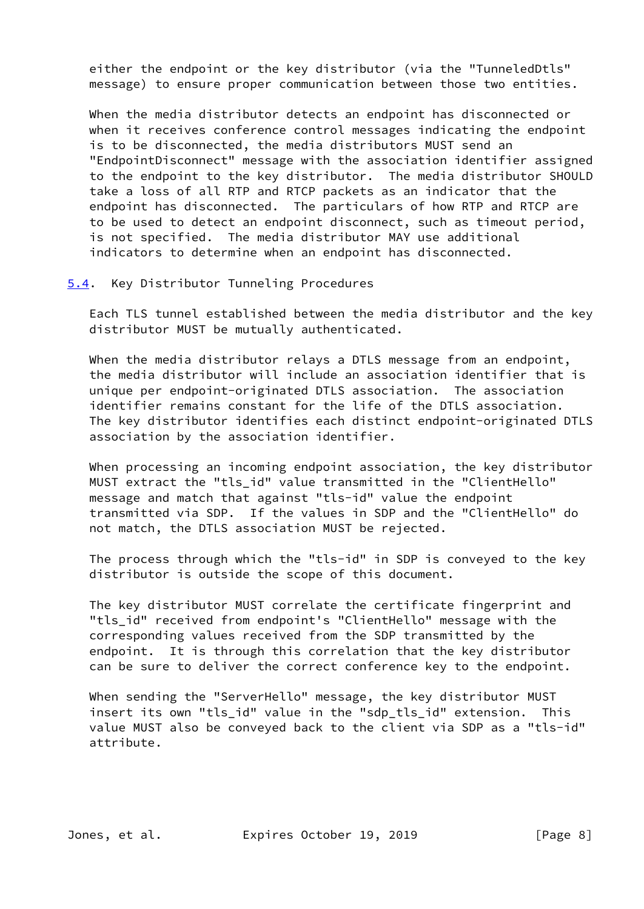either the endpoint or the key distributor (via the "TunneledDtls" message) to ensure proper communication between those two entities.

When the media distributor detects an endpoint has disconnected or when it receives conference control messages indicating the endpoint is to be disconnected, the media distributors MUST send an "EndpointDisconnect" message with the association identifier assigned to the endpoint to the key distributor. The media distributor SHOULD take a loss of all RTP and RTCP packets as an indicator that the endpoint has disconnected. The particulars of how RTP and RTCP are to be used to detect an endpoint disconnect, such as timeout period, is not specified. The media distributor MAY use additional indicators to determine when an endpoint has disconnected.

### 5.4. Key Distributor Tunneling Procedures

Each TLS tunnel established between the media distributor and the key distributor MUST be mutually authenticated.

When the media distributor relays a DTLS message from an endpoint, the media distributor will include an association identifier that is unique per endpoint-originated DTLS association. The association identifier remains constant for the life of the DTLS association. The key distributor identifies each distinct endpoint-originated DTLS association by the association identifier.

When processing an incoming endpoint association, the key distributor MUST extract the "tls_id" value transmitted in the "ClientHello" message and match that against "tls-id" value the endpoint transmitted via SDP. If the values in SDP and the "ClientHello" do not match, the DTLS association MUST be rejected.

The process through which the "tls-id" in SDP is conveyed to the key distributor is outside the scope of this document.

The key distributor MUST correlate the certificate fingerprint and "tls_id" received from endpoint's "ClientHello" message with the corresponding values received from the SDP transmitted by the endpoint. It is through this correlation that the key distributor can be sure to deliver the correct conference key to the endpoint.

When sending the "ServerHello" message, the key distributor MUST insert its own "tls_id" value in the "sdp_tls_id" extension. This value MUST also be conveyed back to the client via SDP as a "tls-id" attribute.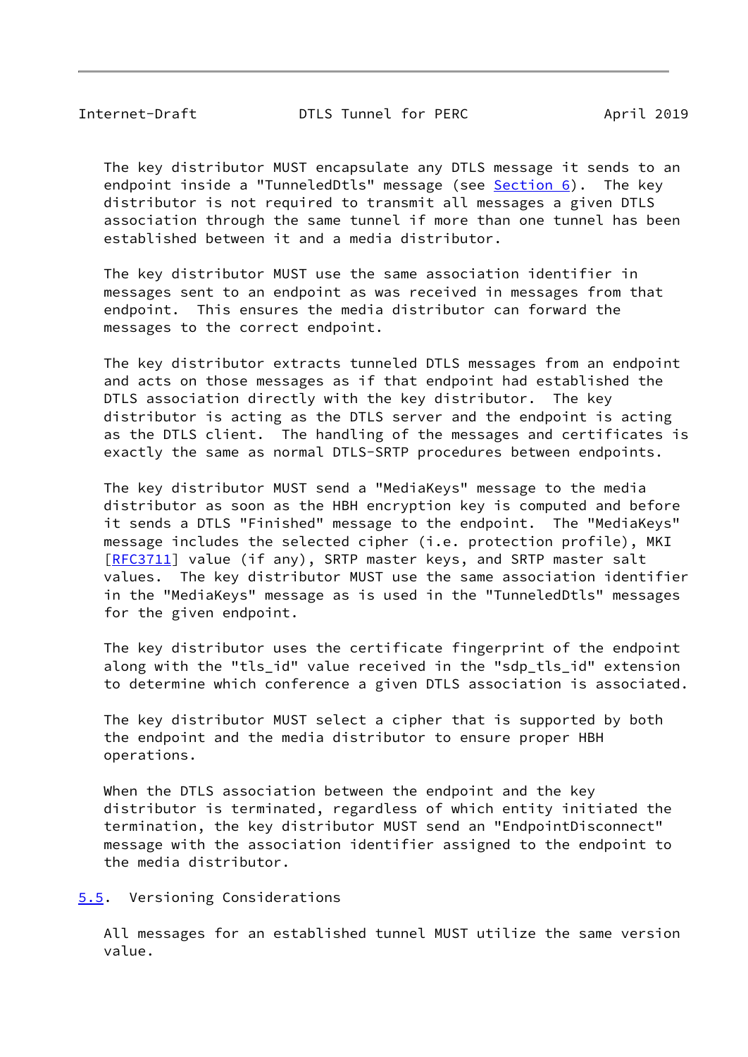The key distributor MUST encapsulate any DTLS message it sends to an endpoint inside a "TunneledDtls" message (see Section 6). The key distributor is not required to transmit all messages a given DTLS association through the same tunnel if more than one tunnel has been established between it and a media distributor.

The key distributor MUST use the same association identifier in messages sent to an endpoint as was received in messages from that endpoint. This ensures the media distributor can forward the messages to the correct endpoint.

The key distributor extracts tunneled DTLS messages from an endpoint and acts on those messages as if that endpoint had established the DTLS association directly with the key distributor. The key distributor is acting as the DTLS server and the endpoint is acting as the DTLS client. The handling of the messages and certificates is exactly the same as normal DTLS-SRTP procedures between endpoints.

The key distributor MUST send a "MediaKeys" message to the media distributor as soon as the HBH encryption key is computed and before it sends a DTLS "Finished" message to the endpoint. The "MediaKeys" message includes the selected cipher (i.e. protection profile), MKI [RFC3711] value (if any), SRTP master keys, and SRTP master salt values. The key distributor MUST use the same association identifier in the "MediaKeys" message as is used in the "TunneledDtls" messages for the given endpoint.

The key distributor uses the certificate fingerprint of the endpoint along with the "tls_id" value received in the "sdp_tls_id" extension to determine which conference a given DTLS association is associated.

The key distributor MUST select a cipher that is supported by both the endpoint and the media distributor to ensure proper HBH operations.

When the DTLS association between the endpoint and the key distributor is terminated, regardless of which entity initiated the termination, the key distributor MUST send an "EndpointDisconnect" message with the association identifier assigned to the endpoint to the media distributor.

## 5.5. Versioning Considerations

All messages for an established tunnel MUST utilize the same version value.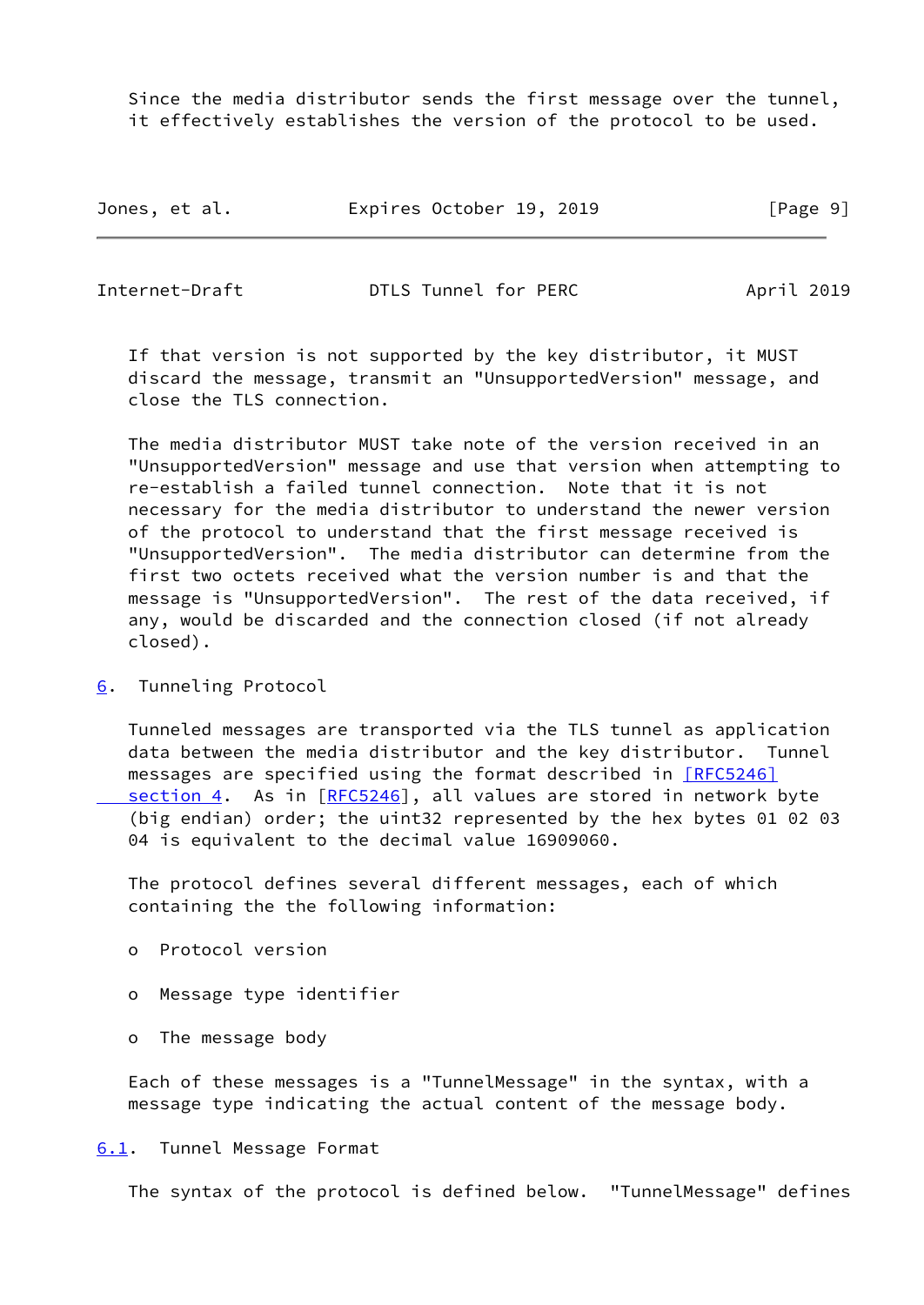Since the media distributor sends the first message over the tunnel, it effectively establishes the version of the protocol to used.

If that version is not supported by the key distributor, it MUST discard the message, transmit an "UnsupportedVersion" message, and close the TLS connection.

The media distributor MUST take note of the version received in an "UnsupportedVersion" message and use that version when attempting to re-establish a failed tunnel connection. Note that it is not necessary for the media distributor to understand the newer version of the protocol to understand that the first message received is "UnsupportedVersion". The media distributor can determine from the first two octets received what the version number is and that the message is "UnsupportedVersion". The rest of the data received, if any, would be discarded and the connection closed (if not already closed).

## 6. Tunneling Protocol

Tunneled messages are transported via the TLS tunnel as application data between the media distributor and the key distributor. Tunnel messages are specified using the format described in [RFC5246] section 4. As in [RFC5246], all values are stored in network byte (big endian) order; the uint32 represented by the hex bytes 01 02 03 04 is equivalent to the decimal value 16909060.

The protocol defines several different messages, each of which containing the the following information:

- Protocol version
- Message type identifier
- The message body

Each of these messages is a "TunnelMessage" in the syntax, with a message type indicating the actual content of the message body.

### 6.1. Tunnel Message Format

The syntax of the protocol is defined below. "TunnelMessage" defines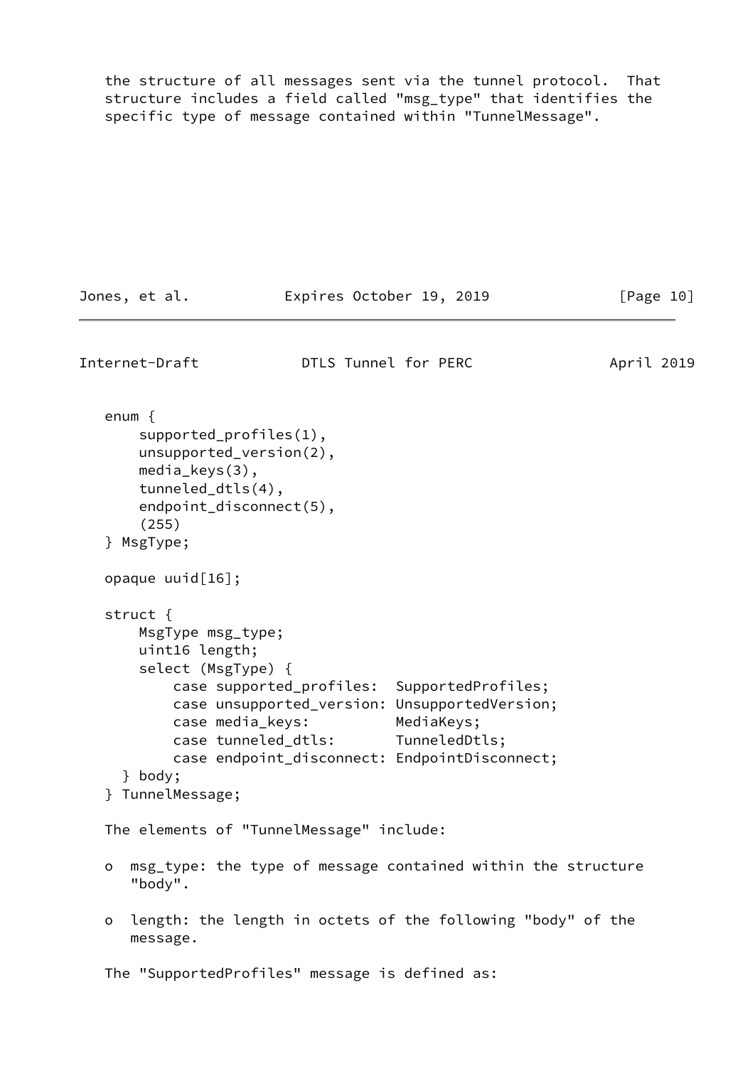the structure of all messages sent via the tunnel protocol. That structure includes a field called "msg_type" that identifies the specific type of message contained within "TunnelMessage".

```
enum {
    supported_profiles(1),
    unsupported_version(2),
    media_keys(3),
    tunneled_dtls(4),
    endpoint_disconnect(5),
    (255)
} MsgType;

opaque uuid[16];

struct {
    MsgType msg_type;
    uint16 length;
    select (MsgType) {
        case supported_profiles:  SupportedProfiles;
        case unsupported_version: UnsupportedVersion;
        case media_keys:          MediaKeys;
        case tunneled_dtls:       TunneledDtls;
        case endpoint_disconnect: EndpointDisconnect;
  } body;
} TunnelMessage;
```

The elements of "TunnelMessage" include:

- msg_type: the type of message contained within the structure "body".
- length: the length in octets of the following "body" of the message.

The "SupportedProfiles" message is defined as: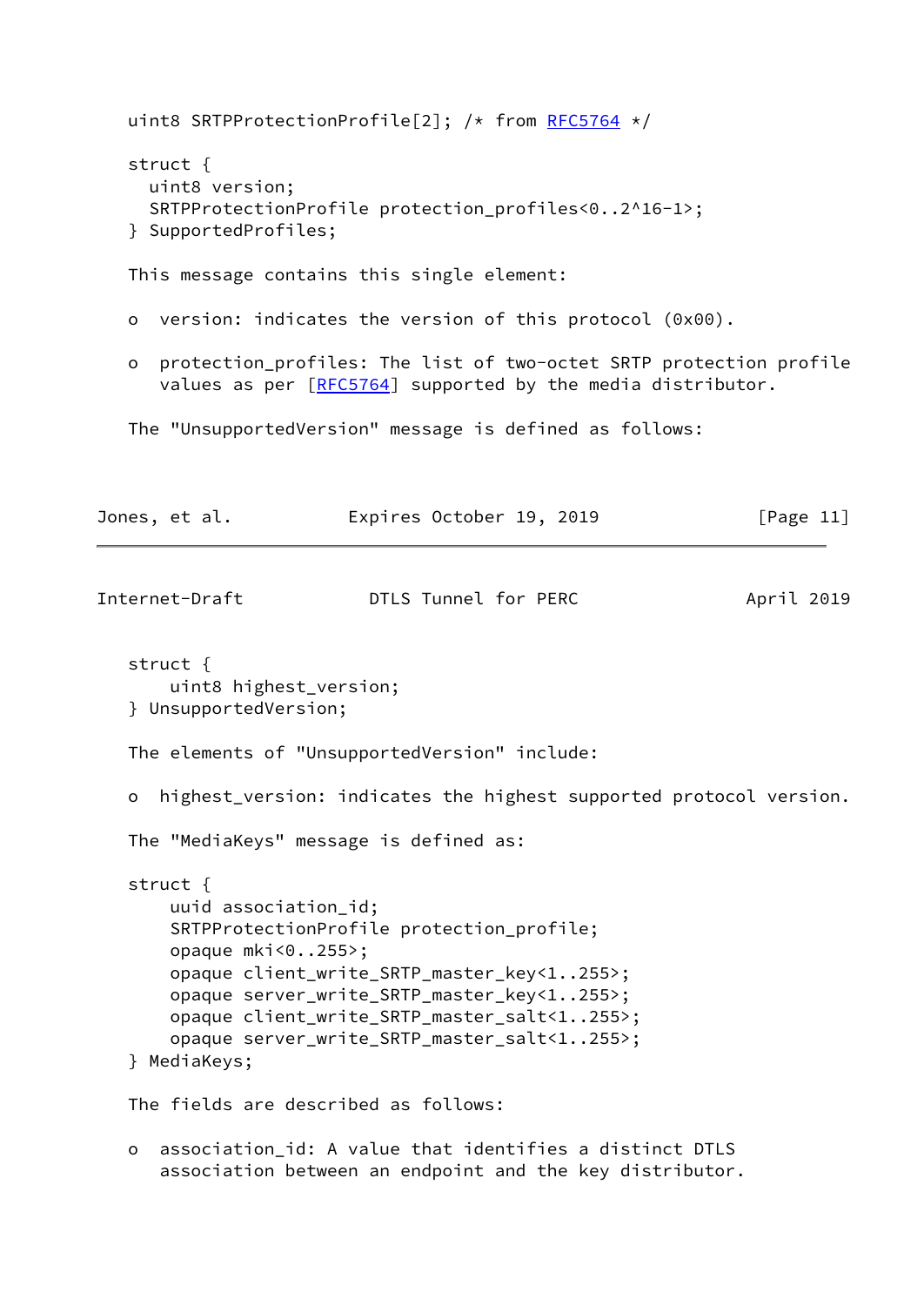```
uint8 SRTPProtectionProfile[2]; /* from RFC5764 */

struct {
  uint8 version;
  SRTPProtectionProfile protection_profiles<0..2^16-1>;
} SupportedProfiles;
```

This message contains this single element:

- version: indicates the version of this protocol (0x00).
- protection_profiles: The list of two-octet SRTP protection profile values as per [RFC5764] supported by the media distributor.

The "UnsupportedVersion" message is defined as follows:

```
struct {
    uint8 highest_version;
} UnsupportedVersion;
```

The elements of "UnsupportedVersion" include:

- highest_version: indicates the highest supported protocol version.

The "MediaKeys" message is defined as:

```
struct {
    uuid association_id;
    SRTPProtectionProfile protection_profile;
    opaque mki<0..255>;
    opaque client_write_SRTP_master_key<1..255>;
    opaque server_write_SRTP_master_key<1..255>;
    opaque client_write_SRTP_master_salt<1..255>;
    opaque server_write_SRTP_master_salt<1..255>;
} MediaKeys;
```

The fields are described as follows:

- association_id: A value that identifies a distinct DTLS association between an endpoint and the key distributor.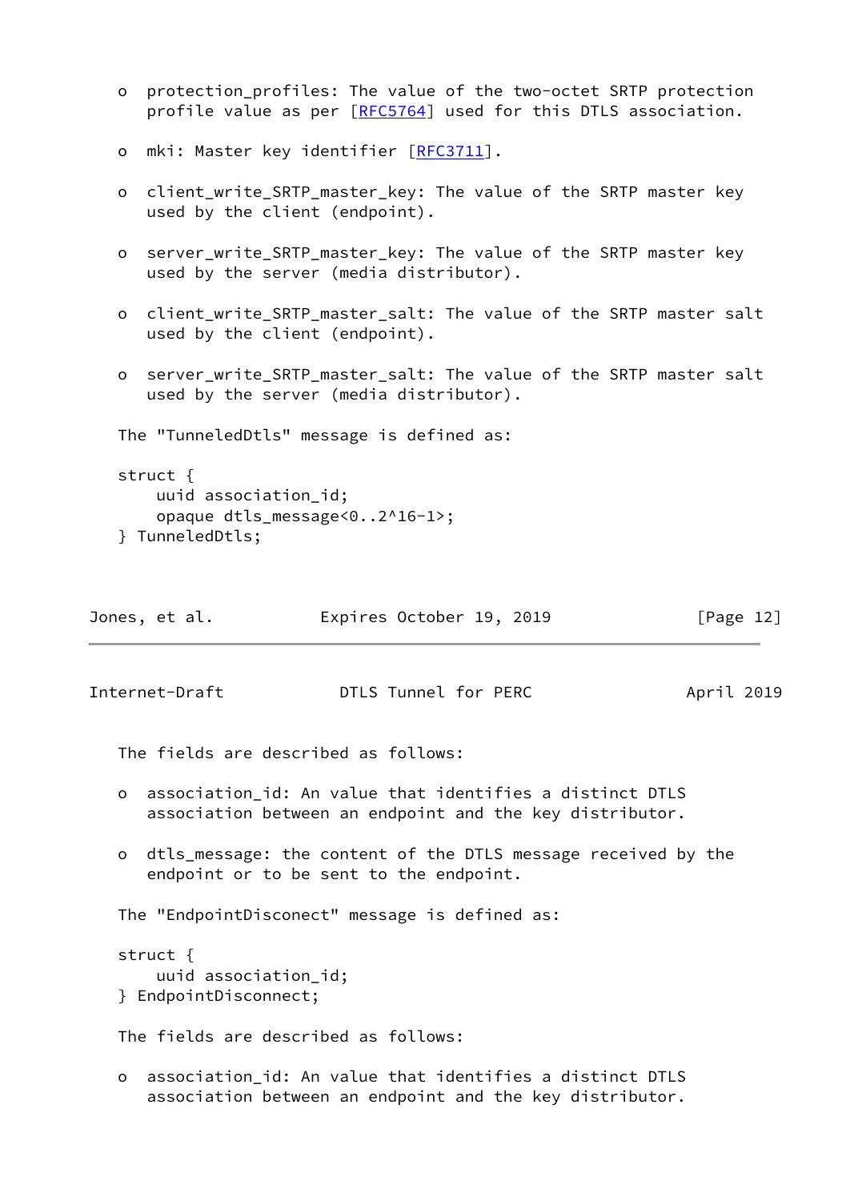- protection_profiles: The value of the two-octet SRTP protection profile value as per [RFC5764] used for this DTLS association.

- mki: Master key identifier [RFC3711].

- client_write_SRTP_master_key: The value of the SRTP master key used by the client (endpoint).

- server_write_SRTP_master_key: The value of the SRTP master key used by the server (media distributor).

- client_write_SRTP_master_salt: The value of the SRTP master salt used by the client (endpoint).

- server_write_SRTP_master_salt: The value of the SRTP master salt used by the server (media distributor).

The "TunneledDtls" message is defined as:

```
struct {
    uuid association_id;
    opaque dtls_message<0..2^16-1>;
} TunneledDtls;
```

The fields are described as follows:

- association_id: An value that identifies a distinct DTLS association between an endpoint and the key distributor.

- dtls_message: the content of the DTLS message received by the endpoint or to be sent to the endpoint.

The "EndpointDisconect" message is defined as:

```
struct {
    uuid association_id;
} EndpointDisconnect;
```

The fields are described as follows:

- association_id: An value that identifies a distinct DTLS association between an endpoint and the key distributor.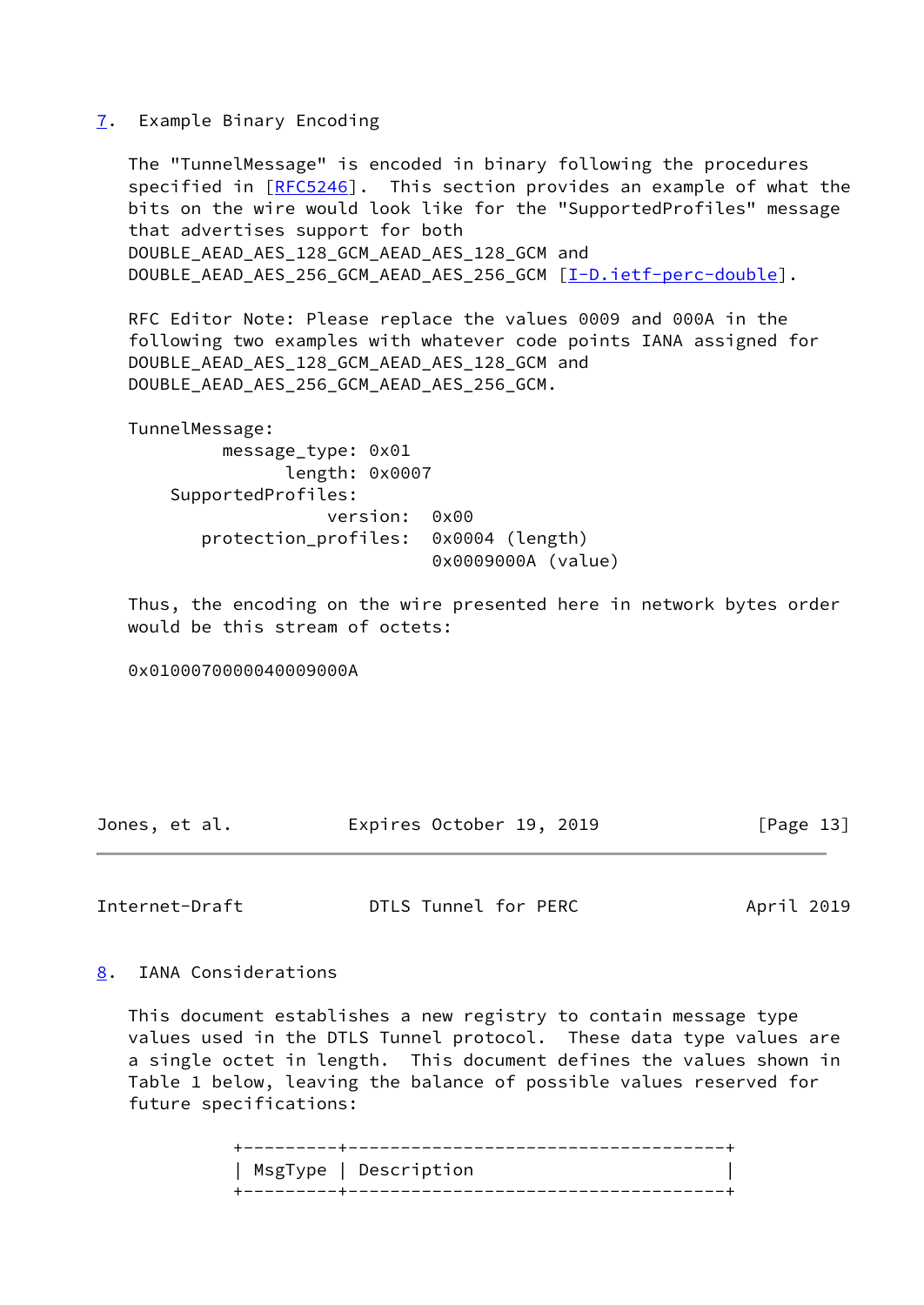## 7. Example Binary Encoding

The "TunnelMessage" is encoded in binary following the procedures specified in [RFC5246]. This section provides an example of what the bits on the wire would look like for the "SupportedProfiles" message that advertises support for both DOUBLE_AEAD_AES_128_GCM_AEAD_AES_128_GCM and DOUBLE_AEAD_AES_256_GCM_AEAD_AES_256_GCM [I-D.ietf-perc-double].

RFC Editor Note: Please replace the values 0009 and 000A in the following two examples with whatever code points IANA assigned for DOUBLE_AEAD_AES_128_GCM_AEAD_AES_128_GCM and DOUBLE_AEAD_AES_256_GCM_AEAD_AES_256_GCM.

```
TunnelMessage:
         message_type: 0x01
               length: 0x0007
    SupportedProfiles:
                  version:  0x00
      protection_profiles:  0x0004 (length)
                            0x0009000A (value)
```

Thus, the encoding on the wire presented here in network bytes order would be this stream of octets:

```
0x0100070000040009000A
```

## 8. IANA Considerations

This document establishes a new registry to contain message type values used in the DTLS Tunnel protocol. These data type values are a single octet in length. This document defines the values shown in Table 1 below, leaving the balance of possible values reserved for future specifications:

| MsgType | Description |
|---|---|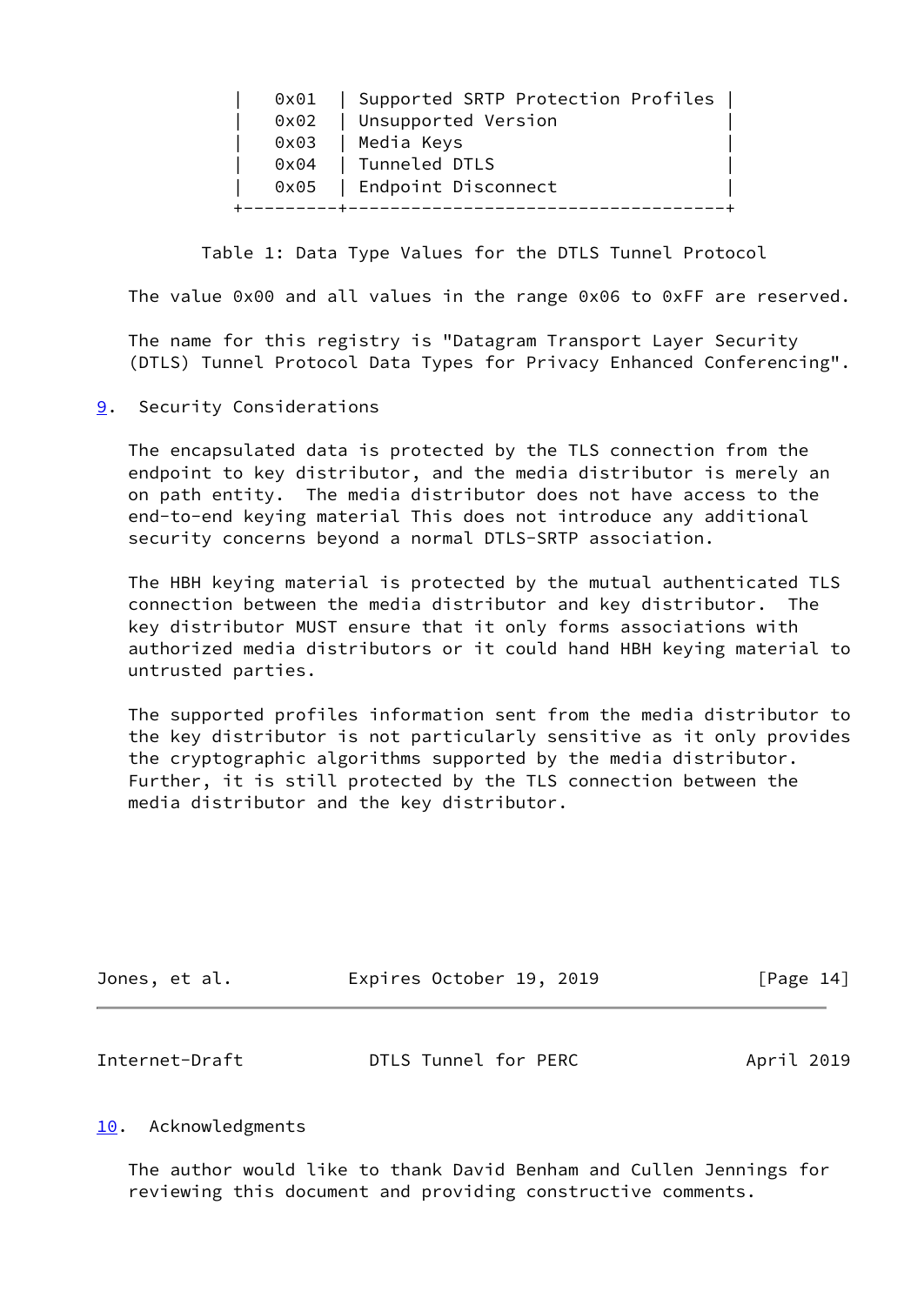| | |
|---|---|
| 0x01 | Supported SRTP Protection Profiles |
| 0x02 | Unsupported Version |
| 0x03 | Media Keys |
| 0x04 | Tunneled DTLS |
| 0x05 | Endpoint Disconnect |

Table 1: Data Type Values for the DTLS Tunnel Protocol

The value 0x00 and all values in the range 0x06 to 0xFF are reserved.

The name for this registry is "Datagram Transport Layer Security (DTLS) Tunnel Protocol Data Types for Privacy Enhanced Conferencing".

## 9. Security Considerations

The encapsulated data is protected by the TLS connection from the endpoint to key distributor, and the media distributor is merely an on path entity. The media distributor does not have access to the end-to-end keying material This does not introduce any additional security concerns beyond a normal DTLS-SRTP association.

The HBH keying material is protected by the mutual authenticated TLS connection between the media distributor and key distributor. The key distributor MUST ensure that it only forms associations with authorized media distributors or it could hand HBH keying material to untrusted parties.

The supported profiles information sent from the media distributor to the key distributor is not particularly sensitive as it only provides the cryptographic algorithms supported by the media distributor. Further, it is still protected by the TLS connection between the media distributor and the key distributor.

## 10. Acknowledgments

The author would like to thank David Benham and Cullen Jennings for reviewing this document and providing constructive comments.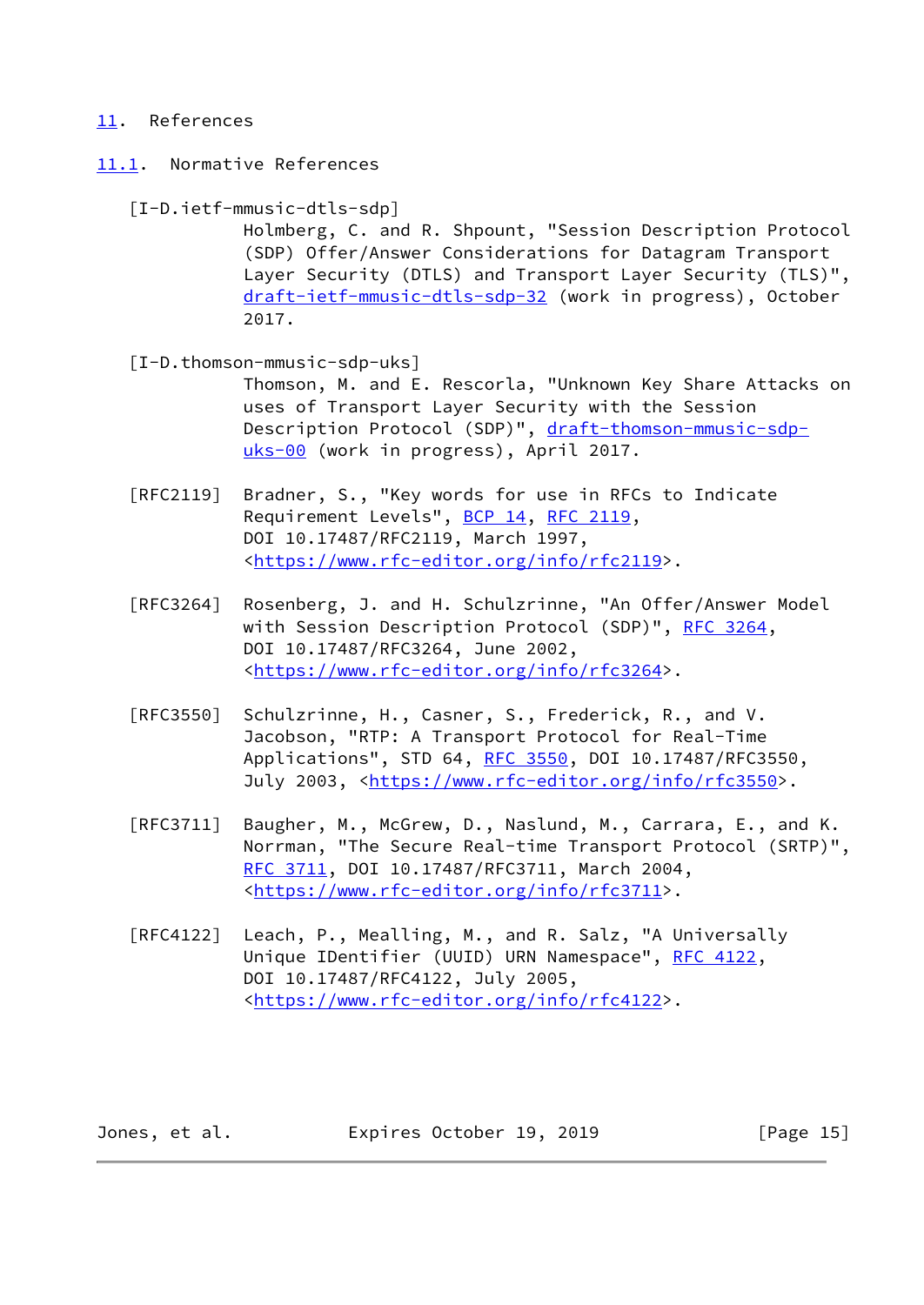# 11. References

## 11.1. Normative References

[I-D.ietf-mmusic-dtls-sdp]
Holmberg, C. and R. Shpount, "Session Description Protocol (SDP) Offer/Answer Considerations for Datagram Transport Layer Security (DTLS) and Transport Layer Security (TLS)", draft-ietf-mmusic-dtls-sdp-32 (work in progress), October 2017.

[I-D.thomson-mmusic-sdp-uks]
Thomson, M. and E. Rescorla, "Unknown Key Share Attacks on uses of Transport Layer Security with the Session Description Protocol (SDP)", draft-thomson-mmusic-sdp-uks-00 (work in progress), April 2017.

[RFC2119] Bradner, S., "Key words for use in RFCs to Indicate Requirement Levels", BCP 14, RFC 2119, DOI 10.17487/RFC2119, March 1997, <https://www.rfc-editor.org/info/rfc2119>.

[RFC3264] Rosenberg, J. and H. Schulzrinne, "An Offer/Answer Model with Session Description Protocol (SDP)", RFC 3264, DOI 10.17487/RFC3264, June 2002, <https://www.rfc-editor.org/info/rfc3264>.

[RFC3550] Schulzrinne, H., Casner, S., Frederick, R., and V. Jacobson, "RTP: A Transport Protocol for Real-Time Applications", STD 64, RFC 3550, DOI 10.17487/RFC3550, July 2003, <https://www.rfc-editor.org/info/rfc3550>.

[RFC3711] Baugher, M., McGrew, D., Naslund, M., Carrara, E., and K. Norrman, "The Secure Real-time Transport Protocol (SRTP)", RFC 3711, DOI 10.17487/RFC3711, March 2004, <https://www.rfc-editor.org/info/rfc3711>.

[RFC4122] Leach, P., Mealling, M., and R. Salz, "A Universally Unique IDentifier (UUID) URN Namespace", RFC 4122, DOI 10.17487/RFC4122, July 2005, <https://www.rfc-editor.org/info/rfc4122>.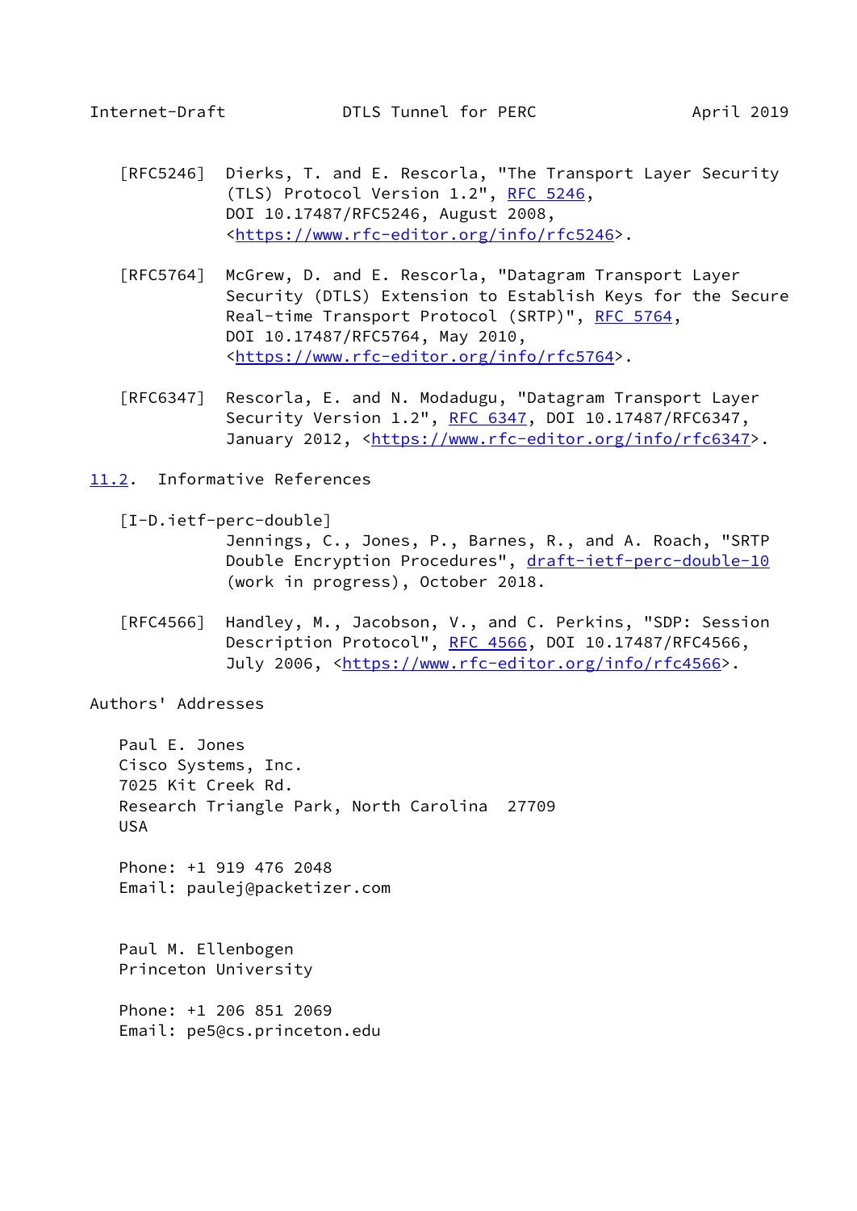[RFC5246] Dierks, T. and E. Rescorla, "The Transport Layer Security (TLS) Protocol Version 1.2", RFC 5246, DOI 10.17487/RFC5246, August 2008, <https://www.rfc-editor.org/info/rfc5246>.

[RFC5764] McGrew, D. and E. Rescorla, "Datagram Transport Layer Security (DTLS) Extension to Establish Keys for the Secure Real-time Transport Protocol (SRTP)", RFC 5764, DOI 10.17487/RFC5764, May 2010, <https://www.rfc-editor.org/info/rfc5764>.

[RFC6347] Rescorla, E. and N. Modadugu, "Datagram Transport Layer Security Version 1.2", RFC 6347, DOI 10.17487/RFC6347, January 2012, <https://www.rfc-editor.org/info/rfc6347>.

### 11.2. Informative References

[I-D.ietf-perc-double] Jennings, C., Jones, P., Barnes, R., and A. Roach, "SRTP Double Encryption Procedures", draft-ietf-perc-double-10 (work in progress), October 2018.

[RFC4566] Handley, M., Jacobson, V., and C. Perkins, "SDP: Session Description Protocol", RFC 4566, DOI 10.17487/RFC4566, July 2006, <https://www.rfc-editor.org/info/rfc4566>.

## Authors' Addresses

Paul E. Jones
Cisco Systems, Inc.
7025 Kit Creek Rd.
Research Triangle Park, North Carolina 27709
USA

Phone: +1 919 476 2048
Email: paulej@packetizer.com

Paul M. Ellenbogen
Princeton University

Phone: +1 206 851 2069
Email: pe5@cs.princeton.edu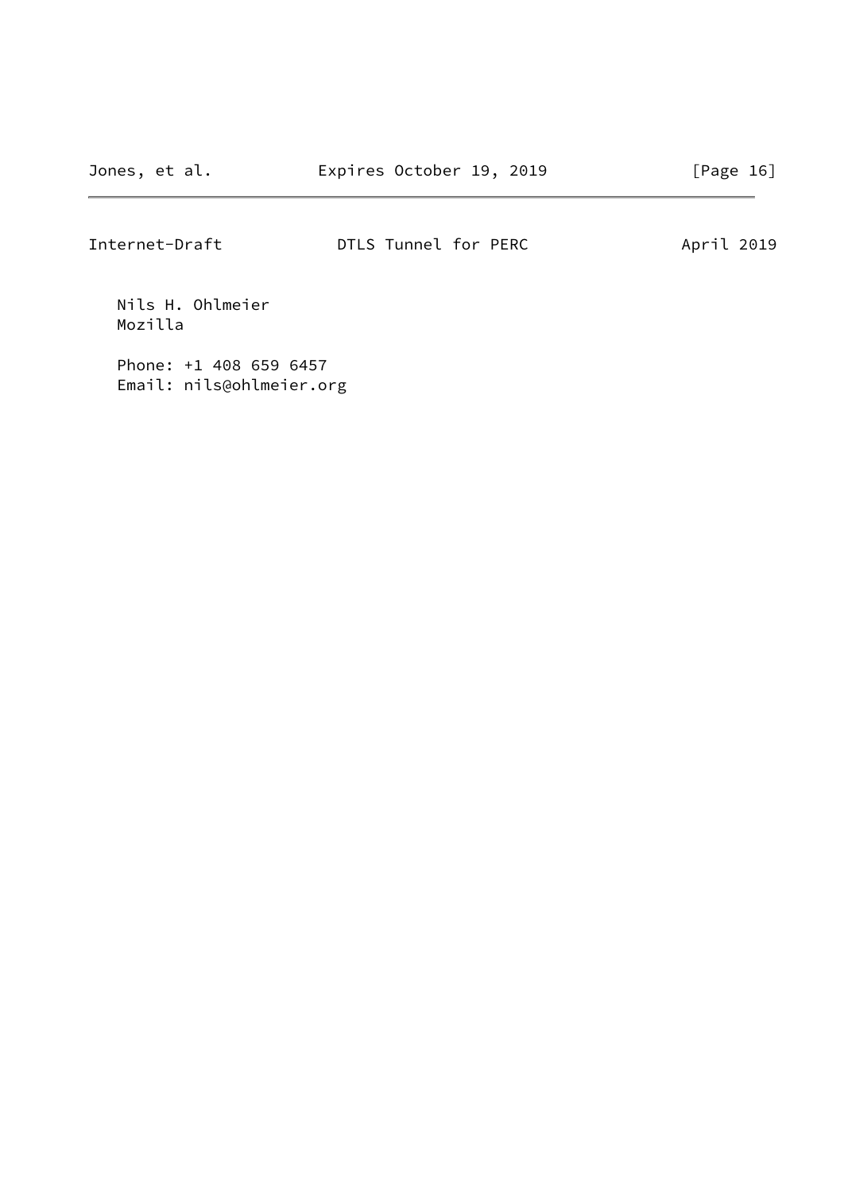Nils H. Ohlmeier
Mozilla

Phone: +1 408 659 6457
Email: nils@ohlmeier.org